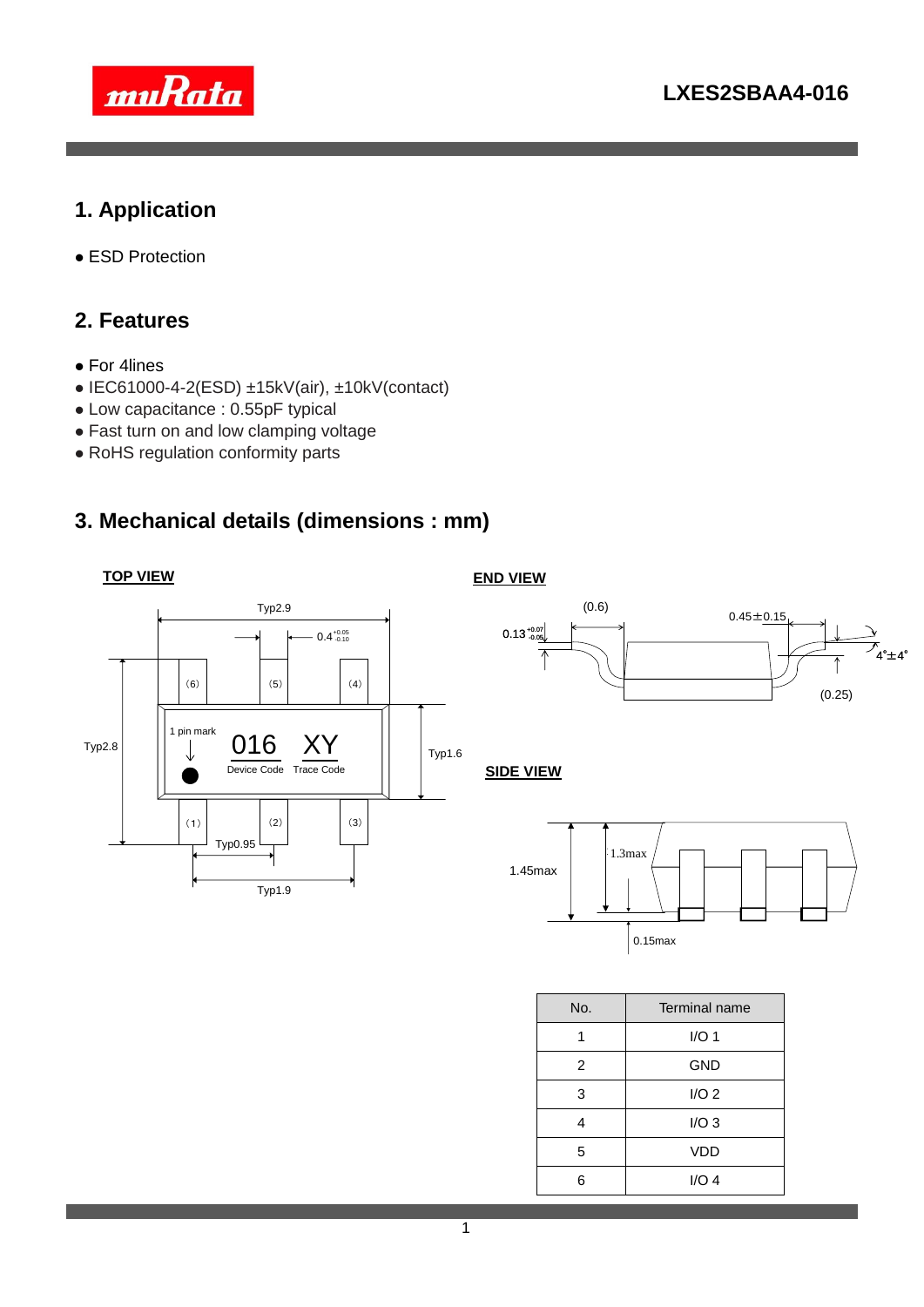# LXES2SBAA4-016

## 1. Application

- ESD Protection

## 2. Features

- For 4lines
- IEC61000-4-2(ESD) ±15kV(air), ±10kV(contact)
- Low capacitance : 0.55pF typical
- Fast turn on and low clamping voltage
- RoHS regulation conformity parts

## 3. Mechanical details (dimensions : mm)

**TOP VIEW**

Typ2.9, $0.4^{+0.05}_{-0.10}$, Typ2.8, Typ1.6, Typ0.95, Typ1.9

(6) (5) (4)

1 pin mark

016 XY

Device Code Trace Code

(1) (2) (3)

**END VIEW**

(0.6), $0.13^{+0.07}_{-0.05}$, 0.45±0.15, 4°±4°, (0.25)

**SIDE VIEW**

1.45max, 1.3max, 0.15max

| No. | Terminal name |
|---|---|
| 1 | I/O 1 |
| 2 | GND |
| 3 | I/O 2 |
| 4 | I/O 3 |
| 5 | VDD |
| 6 | I/O 4 |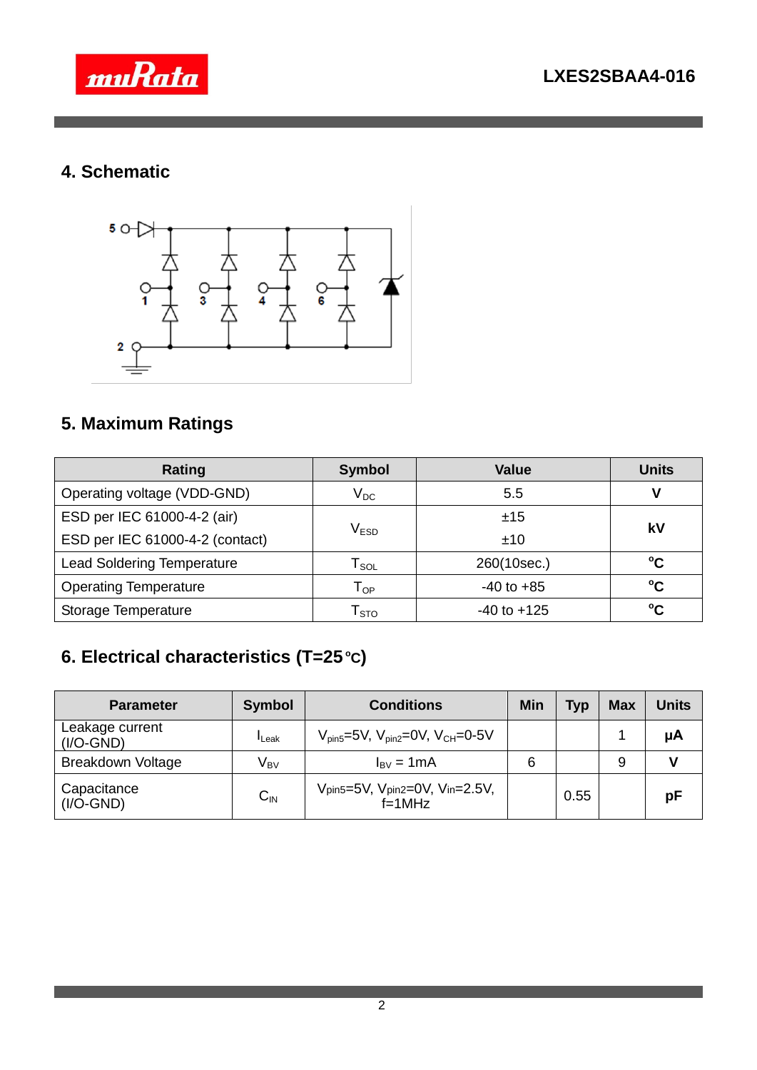## 4. Schematic

## 5. Maximum Ratings

| Rating | Symbol | Value | Units |
|---|---|---|---|
| Operating voltage (VDD-GND) | $V_{DC}$ | 5.5 | V |
| ESD per IEC 61000-4-2 (air) | $V_{ESD}$ | ±15 | kV |
| ESD per IEC 61000-4-2 (contact) | | ±10 | |
| Lead Soldering Temperature | $T_{SOL}$ | 260(10sec.) | °C |
| Operating Temperature | $T_{OP}$ | -40 to +85 | °C |
| Storage Temperature | $T_{STO}$ | -40 to +125 | °C |

## 6. Electrical characteristics (T=25℃)

| Parameter | Symbol | Conditions | Min | Typ | Max | Units |
|---|---|---|---|---|---|---|
| Leakage current (I/O-GND) | $I_{Leak}$ | $V_{pin5}$=5V, $V_{pin2}$=0V, $V_{CH}$=0-5V | | | 1 | μA |
| Breakdown Voltage | $V_{BV}$ | $I_{BV}$ = 1mA | 6 | | 9 | V |
| Capacitance (I/O-GND) | $C_{IN}$ | $V_{pin5}$=5V, $V_{pin2}$=0V, $V_{in}$=2.5V, f=1MHz | | 0.55 | | pF |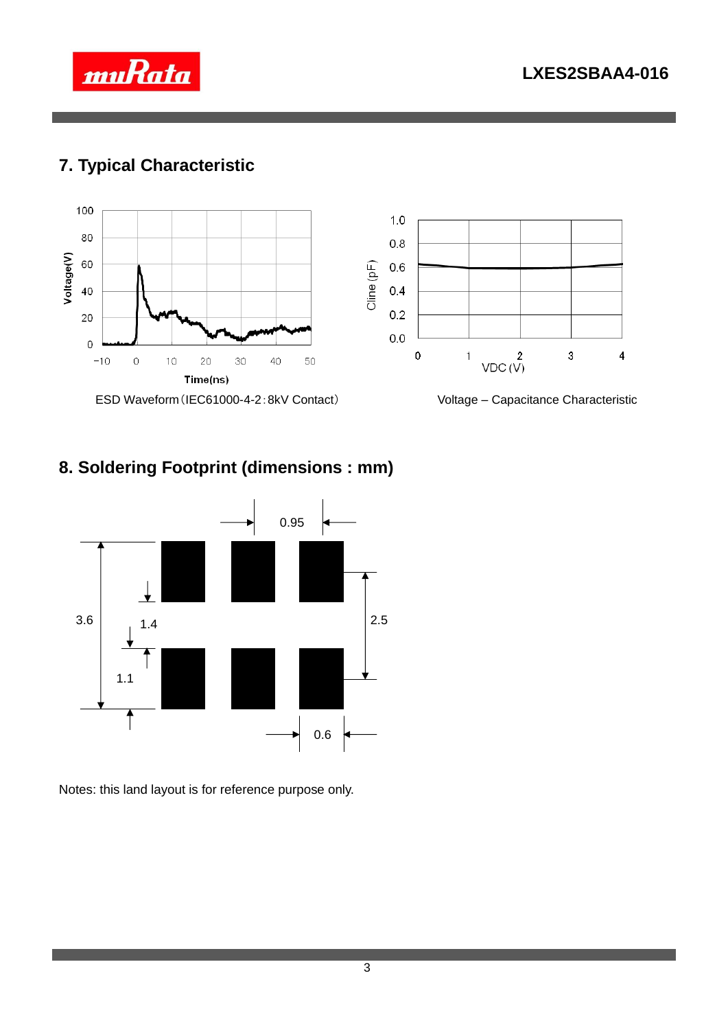## 7. Typical Characteristic

ESD Waveform（IEC61000-4-2：8kV Contact）

Voltage – Capacitance Characteristic

## 8. Soldering Footprint (dimensions : mm)

Notes: this land layout is for reference purpose only.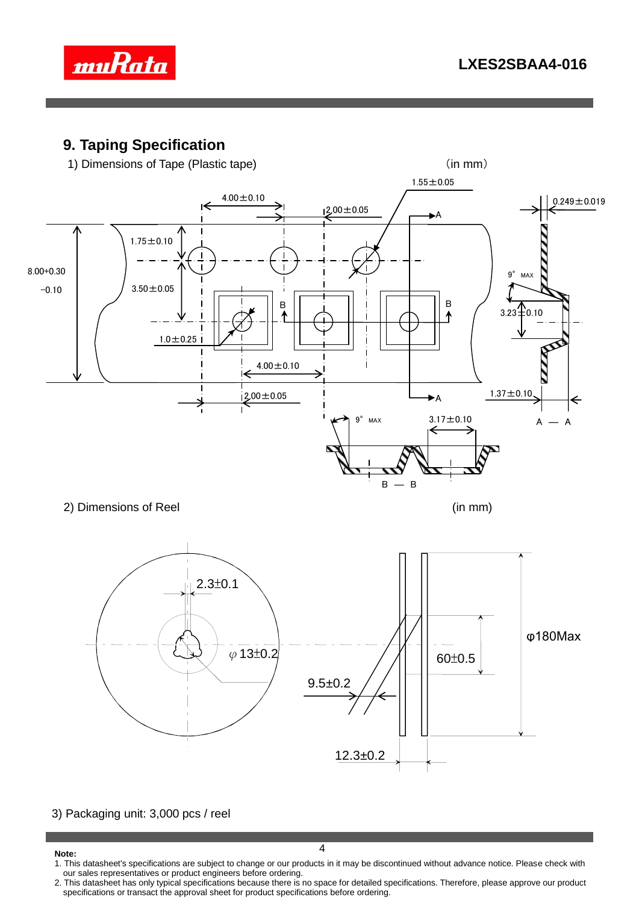## 9. Taping Specification

1) Dimensions of Tape (Plastic tape)

(in mm)

1.55±0.05

4.00±0.10

2.00±0.05

0.249±0.019

A

1.75±0.10

8.00+0.30
−0.10

3.50±0.05

9° MAX

B

B

3.23±0.10

1.0±0.25

4.00±0.10

2.00±0.05

A

1.37±0.10

A — A

9° MAX

3.17±0.10

B — B

2) Dimensions of Reel

(in mm)

2.3±0.1

φ13±0.2

φ180Max

60±0.5

9.5±0.2

12.3±0.2

3) Packaging unit: 3,000 pcs / reel

**Note:**

1. This datasheet's specifications are subject to change or our products in it may be discontinued without advance notice. Please check with our sales representatives or product engineers before ordering.
2. This datasheet has only typical specifications because there is no space for detailed specifications. Therefore, please approve our product specifications or transact the approval sheet for product specifications before ordering.